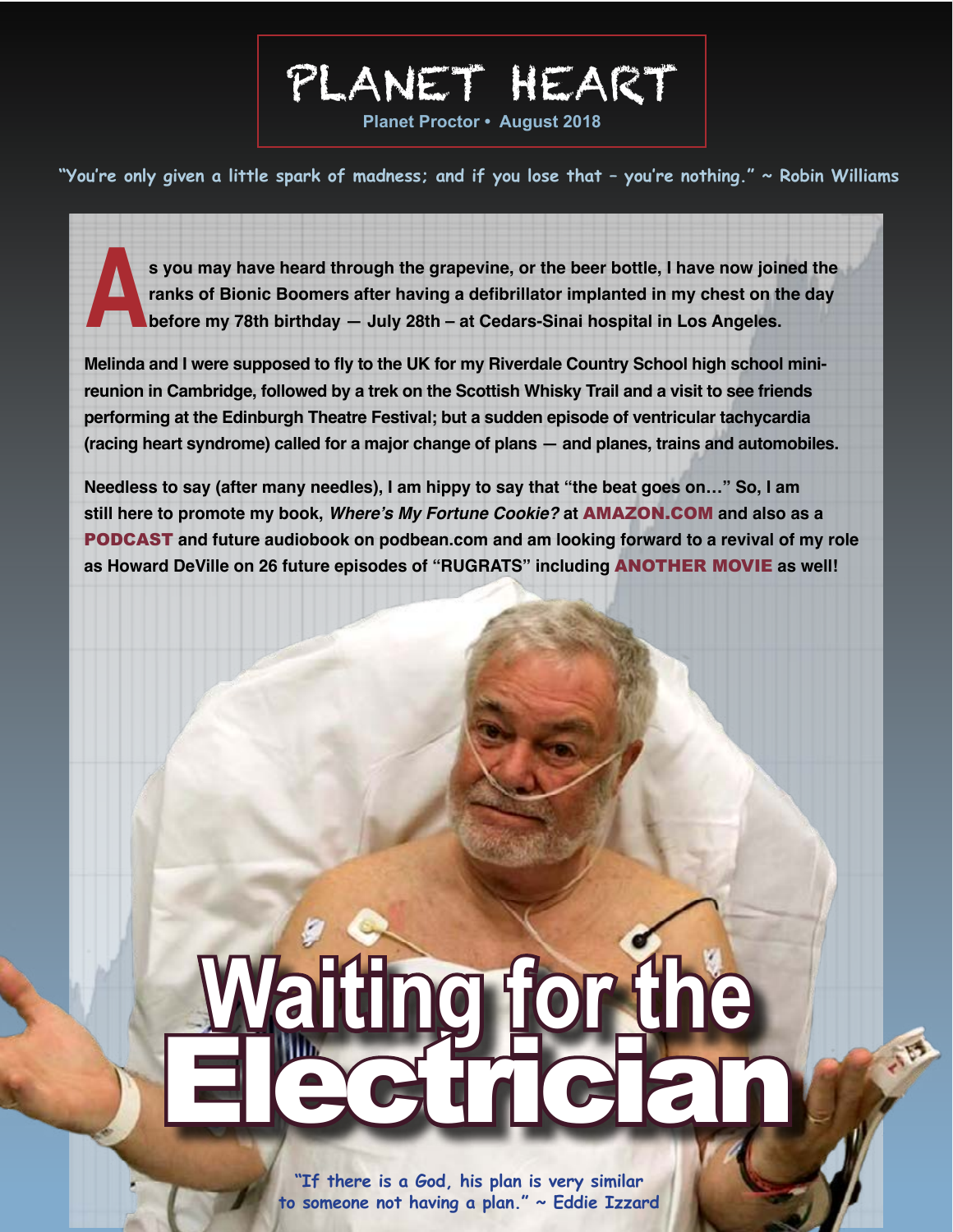# PLANET HEART

**Planet Proctor • August 2018**

"You're only given a little spark of madness; and if you lose that – you're nothing." ~ Robin Williams

**As you may have heard through the grapevine, or the beer bottle, I have now joined the ranks of Bionic Boomers after having a defibrillator implanted in my chest on the day before my 78th birthday — July 28th – at Cedars-Sinai hospital in Los Angeles.**

**Melinda and I were supposed to fly to the UK for my Riverdale Country School high school mini-reunion in Cambridge, followed by a trek on the Scottish Whisky Trail and a visit to see friends performing at the Edinburgh Theatre Festival; but a sudden episode of ventricular tachycardia (racing heart syndrome) called for a major change of plans — and planes, trains and automobiles.**

**Needless to say (after many needles), I am hippy to say that "the beat goes on…" So, I am still here to promote my book, *Where's My Fortune Cookie?* at AMAZON.COM and also as a PODCAST and future audiobook on podbean.com and am looking forward to a revival of my role as Howard DeVille on 26 future episodes of "RUGRATS" including ANOTHER MOVIE as well!**

## Waiting for the Electrician

"If there is a God, his plan is very similar to someone not having a plan." ~ Eddie Izzard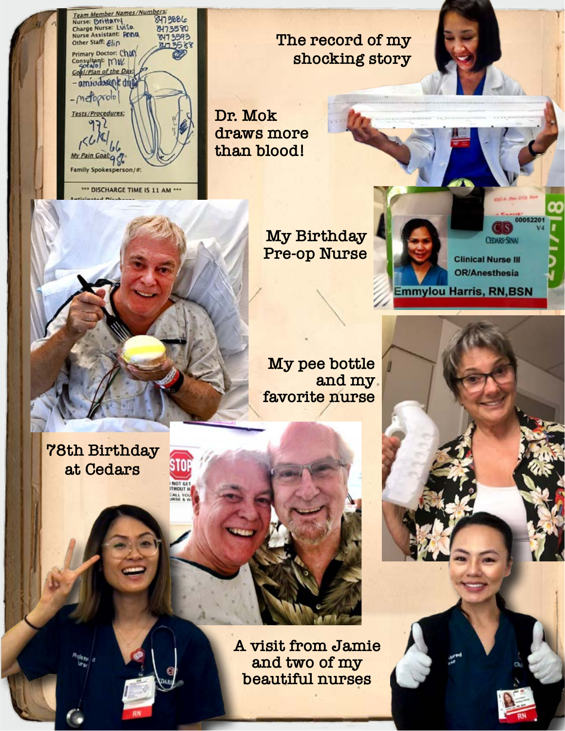The record of my shocking story

Dr. Mok draws more than blood!

My Birthday Pre-op Nurse

My pee bottle and my favorite nurse

78th Birthday at Cedars

A visit from Jamie and two of my beautiful nurses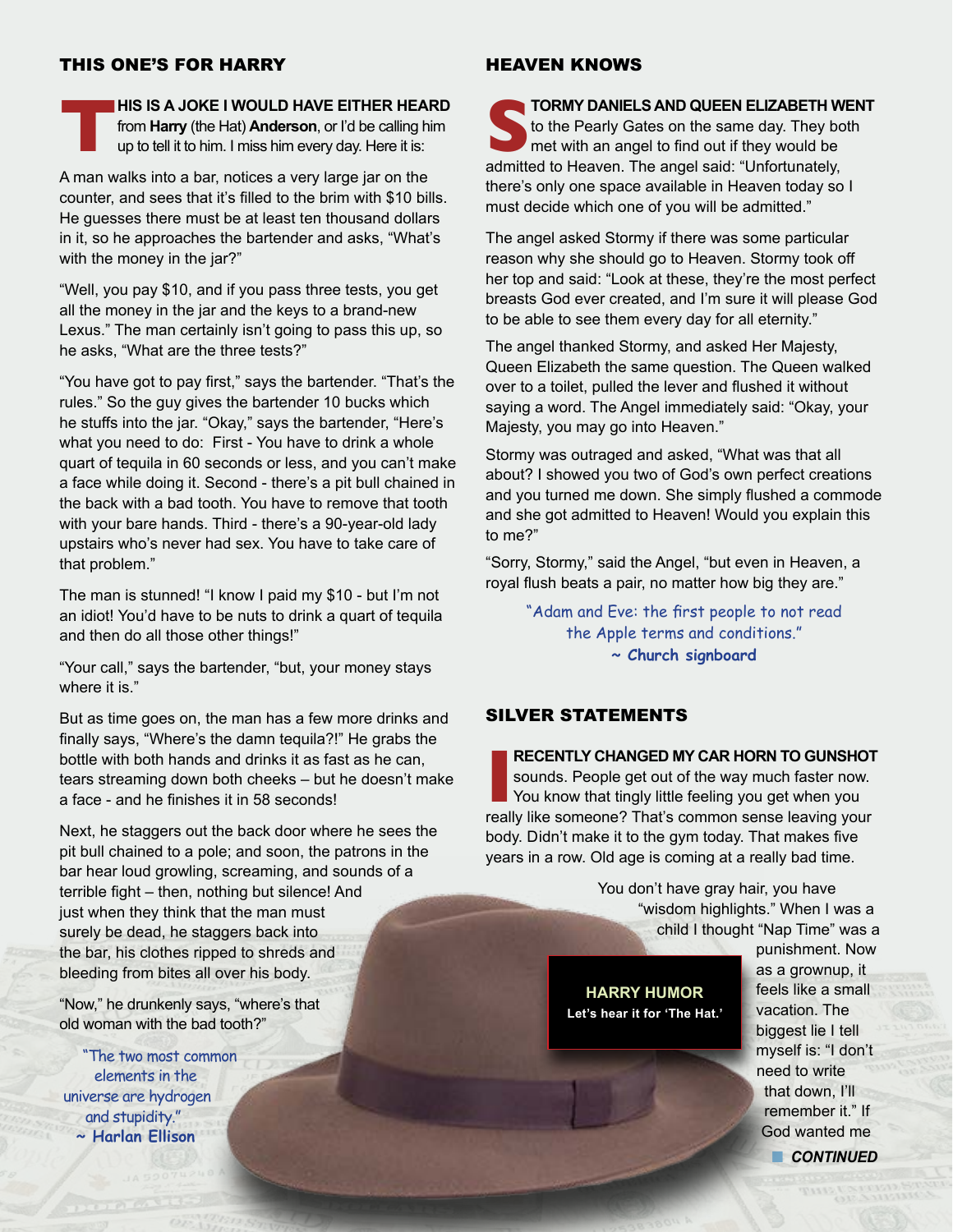## THIS ONE'S FOR HARRY

**THIS IS A JOKE I WOULD HAVE EITHER HEARD** from **Harry** (the Hat) **Anderson**, or I'd be calling him up to tell it to him. I miss him every day. Here it is:

A man walks into a bar, notices a very large jar on the counter, and sees that it's filled to the brim with $10 bills. He guesses there must be at least ten thousand dollars in it, so he approaches the bartender and asks, "What's with the money in the jar?"

"Well, you pay $10, and if you pass three tests, you get all the money in the jar and the keys to a brand-new Lexus." The man certainly isn't going to pass this up, so he asks, "What are the three tests?"

"You have got to pay first," says the bartender. "That's the rules." So the guy gives the bartender 10 bucks which he stuffs into the jar. "Okay," says the bartender, "Here's what you need to do: First - You have to drink a whole quart of tequila in 60 seconds or less, and you can't make a face while doing it. Second - there's a pit bull chained in the back with a bad tooth. You have to remove that tooth with your bare hands. Third - there's a 90-year-old lady upstairs who's never had sex. You have to take care of that problem."

The man is stunned! "I know I paid my $10 - but I'm not an idiot! You'd have to be nuts to drink a quart of tequila and then do all those other things!"

"Your call," says the bartender, "but, your money stays where it is."

But as time goes on, the man has a few more drinks and finally says, "Where's the damn tequila?!" He grabs the bottle with both hands and drinks it as fast as he can, tears streaming down both cheeks – but he doesn't make a face - and he finishes it in 58 seconds!

Next, he staggers out the back door where he sees the pit bull chained to a pole; and soon, the patrons in the bar hear loud growling, screaming, and sounds of a terrible fight – then, nothing but silence! And just when they think that the man must surely be dead, he staggers back into the bar, his clothes ripped to shreds and bleeding from bites all over his body.

"Now," he drunkenly says, "where's that old woman with the bad tooth?"

"The two most common elements in the universe are hydrogen and stupidity."
**~ Harlan Ellison**

## HEAVEN KNOWS

**STORMY DANIELS AND QUEEN ELIZABETH WENT** to the Pearly Gates on the same day. They both met with an angel to find out if they would be admitted to Heaven. The angel said: "Unfortunately, there's only one space available in Heaven today so I must decide which one of you will be admitted."

The angel asked Stormy if there was some particular reason why she should go to Heaven. Stormy took off her top and said: "Look at these, they're the most perfect breasts God ever created, and I'm sure it will please God to be able to see them every day for all eternity."

The angel thanked Stormy, and asked Her Majesty, Queen Elizabeth the same question. The Queen walked over to a toilet, pulled the lever and flushed it without saying a word. The Angel immediately said: "Okay, your Majesty, you may go into Heaven."

Stormy was outraged and asked, "What was that all about? I showed you two of God's own perfect creations and you turned me down. She simply flushed a commode and she got admitted to Heaven! Would you explain this to me?"

"Sorry, Stormy," said the Angel, "but even in Heaven, a royal flush beats a pair, no matter how big they are."

"Adam and Eve: the first people to not read the Apple terms and conditions."
**~ Church signboard**

## SILVER STATEMENTS

**I RECENTLY CHANGED MY CAR HORN TO GUNSHOT** sounds. People get out of the way much faster now. You know that tingly little feeling you get when you really like someone? That's common sense leaving your body. Didn't make it to the gym today. That makes five years in a row. Old age is coming at a really bad time.

You don't have gray hair, you have "wisdom highlights." When I was a child I thought "Nap Time" was a punishment. Now as a grownup, it feels like a small vacation. The biggest lie I tell myself is: "I don't need to write that down, I'll remember it." If God wanted me

**HARRY HUMOR**
**Let's hear it for 'The Hat.'**

***CONTINUED***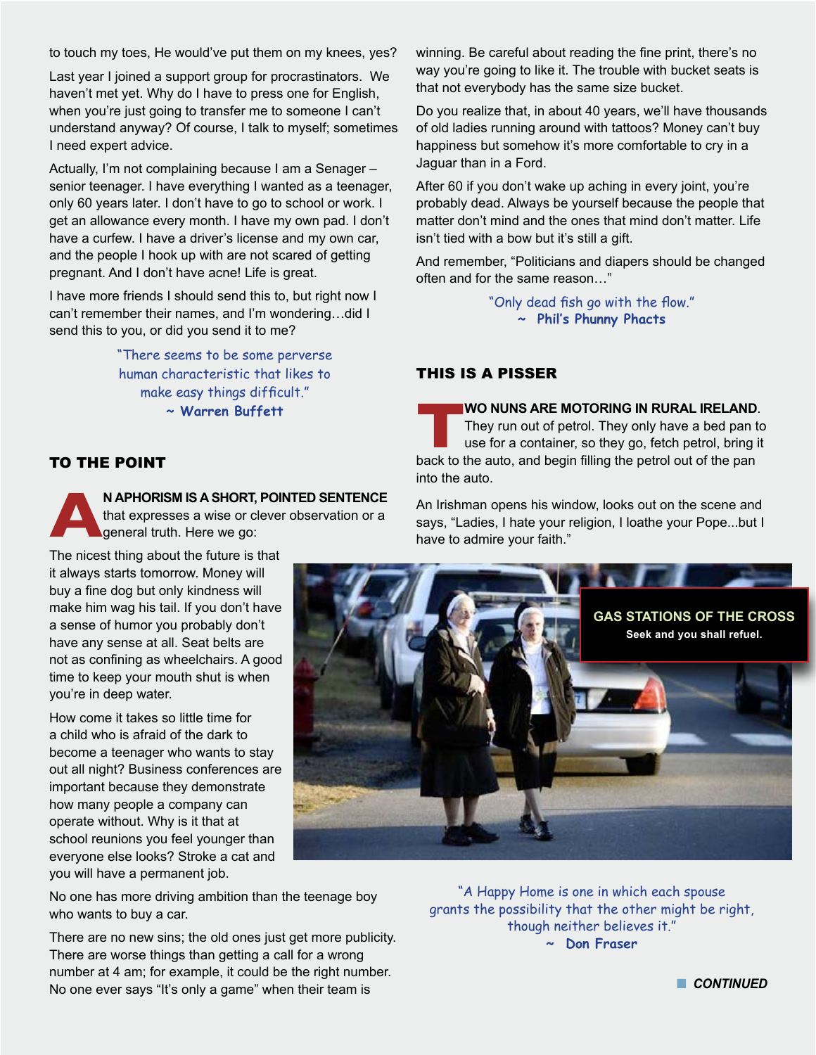to touch my toes, He would've put them on my knees, yes?

Last year I joined a support group for procrastinators. We haven't met yet. Why do I have to press one for English, when you're just going to transfer me to someone I can't understand anyway? Of course, I talk to myself; sometimes I need expert advice.

Actually, I'm not complaining because I am a Senager – senior teenager. I have everything I wanted as a teenager, only 60 years later. I don't have to go to school or work. I get an allowance every month. I have my own pad. I don't have a curfew. I have a driver's license and my own car, and the people I hook up with are not scared of getting pregnant. And I don't have acne! Life is great.

I have more friends I should send this to, but right now I can't remember their names, and I'm wondering…did I send this to you, or did you send it to me?

> "There seems to be some perverse human characteristic that likes to make easy things difficult."
> ~ **Warren Buffett**

## TO THE POINT

**AN APHORISM IS A SHORT, POINTED SENTENCE** that expresses a wise or clever observation or a general truth. Here we go:

The nicest thing about the future is that it always starts tomorrow. Money will buy a fine dog but only kindness will make him wag his tail. If you don't have a sense of humor you probably don't have any sense at all. Seat belts are not as confining as wheelchairs. A good time to keep your mouth shut is when you're in deep water.

How come it takes so little time for a child who is afraid of the dark to become a teenager who wants to stay out all night? Business conferences are important because they demonstrate how many people a company can operate without. Why is it that at school reunions you feel younger than everyone else looks? Stroke a cat and you will have a permanent job.

No one has more driving ambition than the teenage boy who wants to buy a car.

There are no new sins; the old ones just get more publicity. There are worse things than getting a call for a wrong number at 4 am; for example, it could be the right number. No one ever says "It's only a game" when their team is winning. Be careful about reading the fine print, there's no way you're going to like it. The trouble with bucket seats is that not everybody has the same size bucket.

Do you realize that, in about 40 years, we'll have thousands of old ladies running around with tattoos? Money can't buy happiness but somehow it's more comfortable to cry in a Jaguar than in a Ford.

After 60 if you don't wake up aching in every joint, you're probably dead. Always be yourself because the people that matter don't mind and the ones that mind don't matter. Life isn't tied with a bow but it's still a gift.

And remember, "Politicians and diapers should be changed often and for the same reason…"

> "Only dead fish go with the flow."
> ~ **Phil's Phunny Phacts**

## THIS IS A PISSER

**TWO NUNS ARE MOTORING IN RURAL IRELAND**. They run out of petrol. They only have a bed pan to use for a container, so they go, fetch petrol, bring it back to the auto, and begin filling the petrol out of the pan into the auto.

An Irishman opens his window, looks out on the scene and says, "Ladies, I hate your religion, I loathe your Pope...but I have to admire your faith."

**GAS STATIONS OF THE CROSS**
Seek and you shall refuel.

> "A Happy Home is one in which each spouse grants the possibility that the other might be right, though neither believes it."
> ~ **Don Fraser**

**CONTINUED**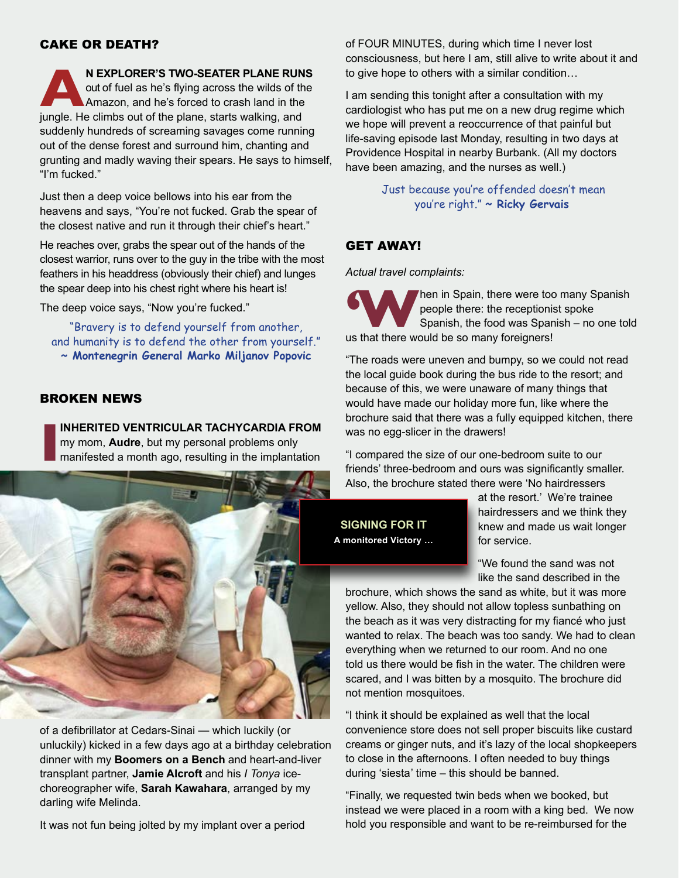## CAKE OR DEATH?

**AN EXPLORER'S TWO-SEATER PLANE RUNS** out of fuel as he's flying across the wilds of the Amazon, and he's forced to crash land in the jungle. He climbs out of the plane, starts walking, and suddenly hundreds of screaming savages come running out of the dense forest and surround him, chanting and grunting and madly waving their spears. He says to himself, "I'm fucked."

Just then a deep voice bellows into his ear from the heavens and says, "You're not fucked. Grab the spear of the closest native and run it through their chief's heart."

He reaches over, grabs the spear out of the hands of the closest warrior, runs over to the guy in the tribe with the most feathers in his headdress (obviously their chief) and lunges the spear deep into his chest right where his heart is!

The deep voice says, "Now you're fucked."

"Bravery is to defend yourself from another, and humanity is to defend the other from yourself." **~ Montenegrin General Marko Miljanov Popovic**

## BROKEN NEWS

**I INHERITED VENTRICULAR TACHYCARDIA FROM** my mom, **Audre**, but my personal problems only manifested a month ago, resulting in the implantation of a defibrillator at Cedars-Sinai — which luckily (or unluckily) kicked in a few days ago at a birthday celebration dinner with my **Boomers on a Bench** and heart-and-liver transplant partner, **Jamie Alcroft** and his *I Tonya* ice-choreographer wife, **Sarah Kawahara**, arranged by my darling wife Melinda.

It was not fun being jolted by my implant over a period of FOUR MINUTES, during which time I never lost consciousness, but here I am, still alive to write about it and to give hope to others with a similar condition…

I am sending this tonight after a consultation with my cardiologist who has put me on a new drug regime which we hope will prevent a reoccurrence of that painful but life-saving episode last Monday, resulting in two days at Providence Hospital in nearby Burbank. (All my doctors have been amazing, and the nurses as well.)

Just because you're offended doesn't mean you're right." **~ Ricky Gervais**

**SIGNING FOR IT**
**A monitored Victory …**

## GET AWAY!

*Actual travel complaints:*

"When in Spain, there were too many Spanish people there: the receptionist spoke Spanish, the food was Spanish – no one told us that there would be so many foreigners!

"The roads were uneven and bumpy, so we could not read the local guide book during the bus ride to the resort; and because of this, we were unaware of many things that would have made our holiday more fun, like where the brochure said that there was a fully equipped kitchen, there was no egg-slicer in the drawers!

"I compared the size of our one-bedroom suite to our friends' three-bedroom and ours was significantly smaller. Also, the brochure stated there were 'No hairdressers at the resort.' We're trainee hairdressers and we think they knew and made us wait longer for service.

"We found the sand was not like the sand described in the brochure, which shows the sand as white, but it was more yellow. Also, they should not allow topless sunbathing on the beach as it was very distracting for my fiancé who just wanted to relax. The beach was too sandy. We had to clean everything when we returned to our room. And no one told us there would be fish in the water. The children were scared, and I was bitten by a mosquito. The brochure did not mention mosquitoes.

"I think it should be explained as well that the local convenience store does not sell proper biscuits like custard creams or ginger nuts, and it's lazy of the local shopkeepers to close in the afternoons. I often needed to buy things during 'siesta' time – this should be banned.

"Finally, we requested twin beds when we booked, but instead we were placed in a room with a king bed. We now hold you responsible and want to be re-reimbursed for the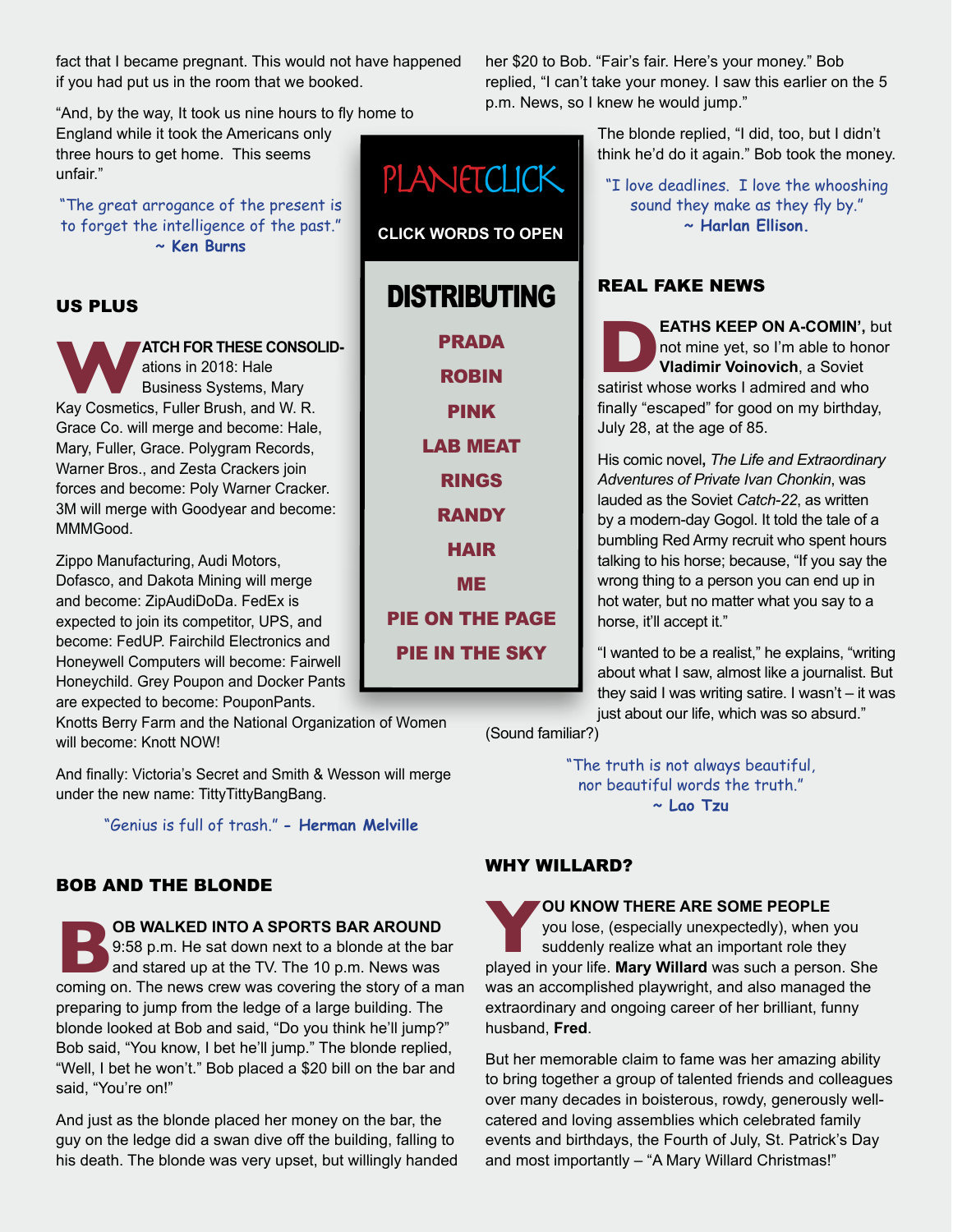fact that I became pregnant. This would not have happened if you had put us in the room that we booked.

"And, by the way, It took us nine hours to fly home to England while it took the Americans only three hours to get home. This seems unfair."

"The great arrogance of the present is to forget the intelligence of the past."
**~ Ken Burns**

## US PLUS

**WATCH FOR THESE CONSOLID**ations in 2018: Hale Business Systems, Mary Kay Cosmetics, Fuller Brush, and W. R. Grace Co. will merge and become: Hale, Mary, Fuller, Grace. Polygram Records, Warner Bros., and Zesta Crackers join forces and become: Poly Warner Cracker. 3M will merge with Goodyear and become: MMMGood.

Zippo Manufacturing, Audi Motors, Dofasco, and Dakota Mining will merge and become: ZipAudiDoDa. FedEx is expected to join its competitor, UPS, and become: FedUP. Fairchild Electronics and Honeywell Computers will become: Fairwell Honeychild. Grey Poupon and Docker Pants are expected to become: PouponPants. Knotts Berry Farm and the National Organization of Women will become: Knott NOW!

And finally: Victoria's Secret and Smith & Wesson will merge under the new name: TittyTittyBangBang.

"Genius is full of trash." - **Herman Melville**

## BOB AND THE BLONDE

**BOB WALKED INTO A SPORTS BAR AROUND** 9:58 p.m. He sat down next to a blonde at the bar and stared up at the TV. The 10 p.m. News was coming on. The news crew was covering the story of a man preparing to jump from the ledge of a large building. The blonde looked at Bob and said, "Do you think he'll jump?" Bob said, "You know, I bet he'll jump." The blonde replied, "Well, I bet he won't." Bob placed a $20 bill on the bar and said, "You're on!"

And just as the blonde placed her money on the bar, the guy on the ledge did a swan dive off the building, falling to his death. The blonde was very upset, but willingly handed her $20 to Bob. "Fair's fair. Here's your money." Bob replied, "I can't take your money. I saw this earlier on the 5 p.m. News, so I knew he would jump."

The blonde replied, "I did, too, but I didn't think he'd do it again." Bob took the money.

"I love deadlines. I love the whooshing sound they make as they fly by."
**~ Harlan Ellison.**

**PLANETCLICK**

**CLICK WORDS TO OPEN**

## DISTRIBUTING

**PRADA**
**ROBIN**
**PINK**
**LAB MEAT**
**RINGS**
**RANDY**
**HAIR**
**ME**
**PIE ON THE PAGE**
**PIE IN THE SKY**

## REAL FAKE NEWS

**DEATHS KEEP ON A-COMIN',** but not mine yet, so I'm able to honor **Vladimir Voinovich**, a Soviet satirist whose works I admired and who finally "escaped" for good on my birthday, July 28, at the age of 85.

His comic novel**,** *The Life and Extraordinary Adventures of Private Ivan Chonkin*, was lauded as the Soviet *Catch-22*, as written by a modern-day Gogol. It told the tale of a bumbling Red Army recruit who spent hours talking to his horse; because, "If you say the wrong thing to a person you can end up in hot water, but no matter what you say to a horse, it'll accept it."

"I wanted to be a realist," he explains, "writing about what I saw, almost like a journalist. But they said I was writing satire. I wasn't – it was just about our life, which was so absurd." (Sound familiar?)

"The truth is not always beautiful, nor beautiful words the truth."
**~ Lao Tzu**

## WHY WILLARD?

**YOU KNOW THERE ARE SOME PEOPLE** you lose, (especially unexpectedly), when you suddenly realize what an important role they played in your life. **Mary Willard** was such a person. She was an accomplished playwright, and also managed the extraordinary and ongoing career of her brilliant, funny husband, **Fred**.

But her memorable claim to fame was her amazing ability to bring together a group of talented friends and colleagues over many decades in boisterous, rowdy, generously well-catered and loving assemblies which celebrated family events and birthdays, the Fourth of July, St. Patrick's Day and most importantly – "A Mary Willard Christmas!"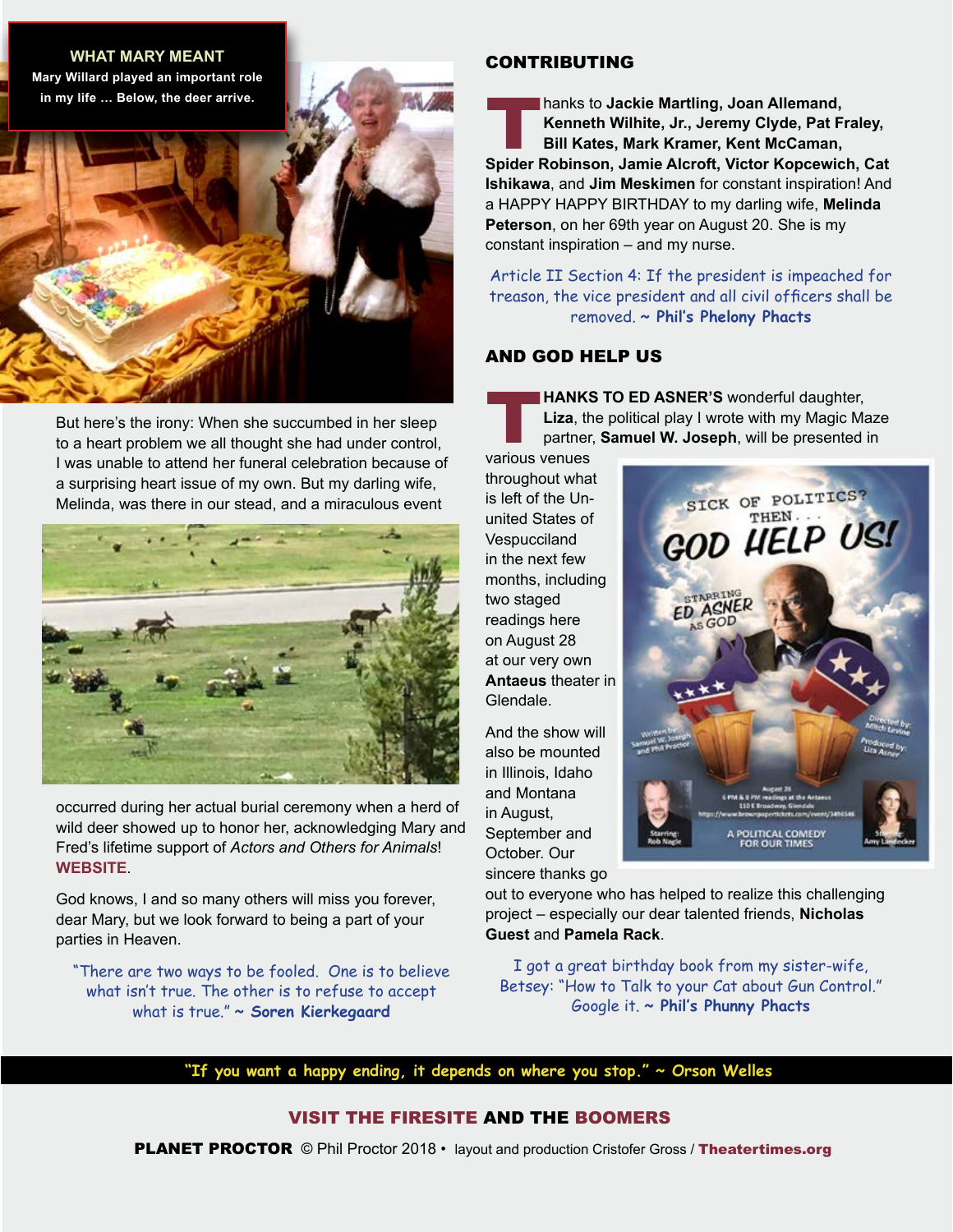**WHAT MARY MEANT**

**Mary Willard played an important role in my life … Below, the deer arrive.**

But here's the irony: When she succumbed in her sleep to a heart problem we all thought she had under control, I was unable to attend her funeral celebration because of a surprising heart issue of my own. But my darling wife, Melinda, was there in our stead, and a miraculous event occurred during her actual burial ceremony when a herd of wild deer showed up to honor her, acknowledging Mary and Fred's lifetime support of *Actors and Others for Animals*! **WEBSITE**.

God knows, I and so many others will miss you forever, dear Mary, but we look forward to being a part of your parties in Heaven.

"There are two ways to be fooled. One is to believe what isn't true. The other is to refuse to accept what is true." ~ **Soren Kierkegaard**

## CONTRIBUTING

Thanks to **Jackie Martling, Joan Allemand, Kenneth Wilhite, Jr., Jeremy Clyde, Pat Fraley, Bill Kates, Mark Kramer, Kent McCaman, Spider Robinson, Jamie Alcroft, Victor Kopcewich, Cat Ishikawa**, and **Jim Meskimen** for constant inspiration! And a HAPPY HAPPY BIRTHDAY to my darling wife, **Melinda Peterson**, on her 69th year on August 20. She is my constant inspiration – and my nurse.

Article II Section 4: If the president is impeached for treason, the vice president and all civil officers shall be removed. ~ **Phil's Phelony Phacts**

## AND GOD HELP US

**THANKS TO ED ASNER'S** wonderful daughter, **Liza**, the political play I wrote with my Magic Maze partner, **Samuel W. Joseph**, will be presented in various venues throughout what is left of the Un-united States of Vespucciland in the next few months, including two staged readings here on August 28 at our very own **Antaeus** theater in Glendale.

And the show will also be mounted in Illinois, Idaho and Montana in August, September and October. Our sincere thanks go out to everyone who has helped to realize this challenging project – especially our dear talented friends, **Nicholas Guest** and **Pamela Rack**.

I got a great birthday book from my sister-wife, Betsey: "How to Talk to your Cat about Gun Control." Google it. ~ **Phil's Phunny Phacts**

"If you want a happy ending, it depends on where you stop." ~ Orson Welles

**VISIT THE FIRESITE AND THE BOOMERS**

**PLANET PROCTOR** © Phil Proctor 2018 • layout and production Cristofer Gross / **Theatertimes.org**